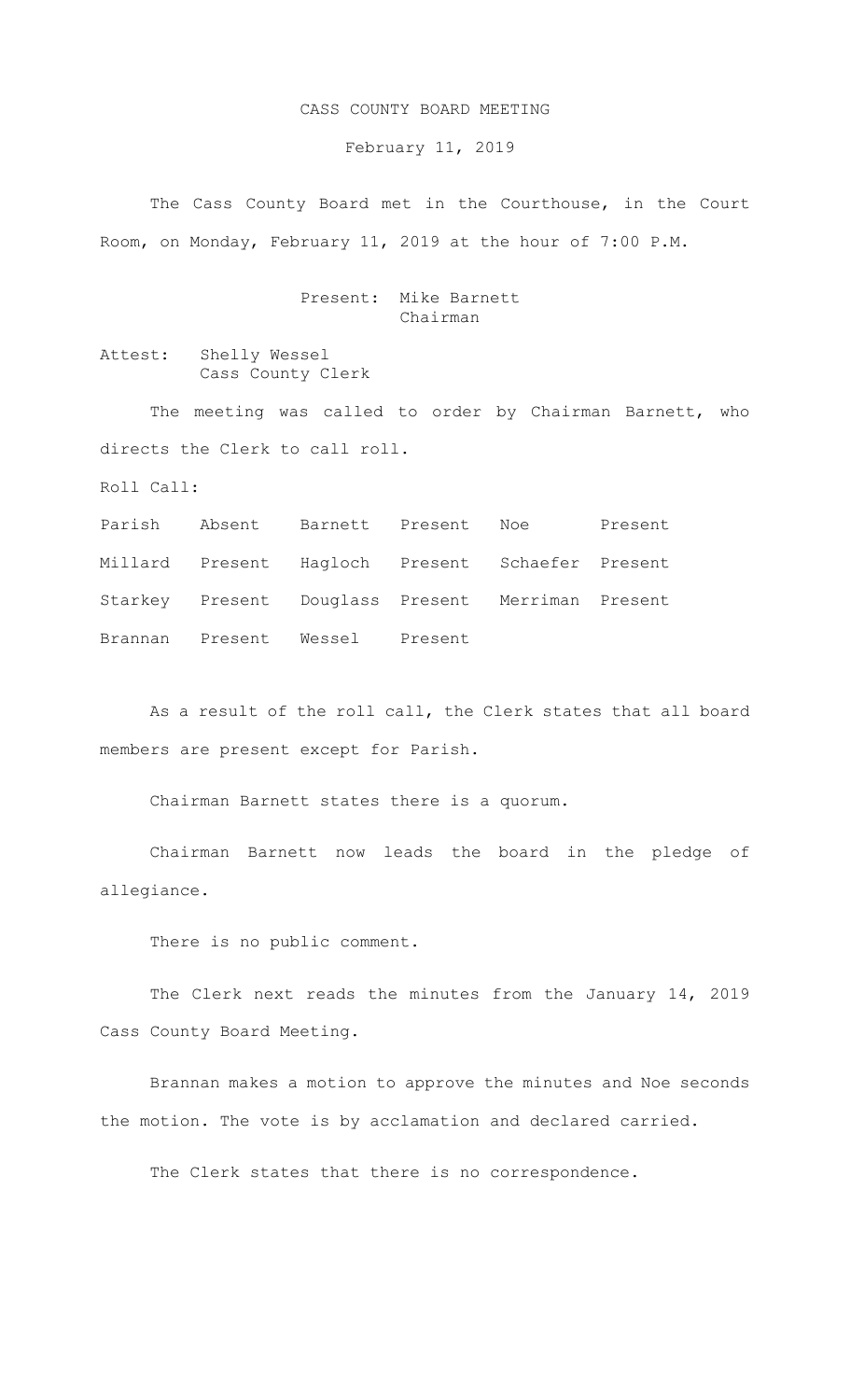# CASS COUNTY BOARD MEETING

February 11, 2019

The Cass County Board met in the Courthouse, in the Court Room, on Monday, February 11, 2019 at the hour of 7:00 P.M.

Present: Mike Barnett
Chairman

Attest: Shelly Wessel
Cass County Clerk

The meeting was called to order by Chairman Barnett, who directs the Clerk to call roll.

Roll Call:

| | | | | | |
|---|---|---|---|---|---|
| Parish | Absent | Barnett | Present | Noe | Present |
| Millard | Present | Hagloch | Present | Schaefer | Present |
| Starkey | Present | Douglass | Present | Merriman | Present |
| Brannan | Present | Wessel | Present | | |

As a result of the roll call, the Clerk states that all board members are present except for Parish.

Chairman Barnett states there is a quorum.

Chairman Barnett now leads the board in the pledge of allegiance.

There is no public comment.

The Clerk next reads the minutes from the January 14, 2019 Cass County Board Meeting.

Brannan makes a motion to approve the minutes and Noe seconds the motion. The vote is by acclamation and declared carried.

The Clerk states that there is no correspondence.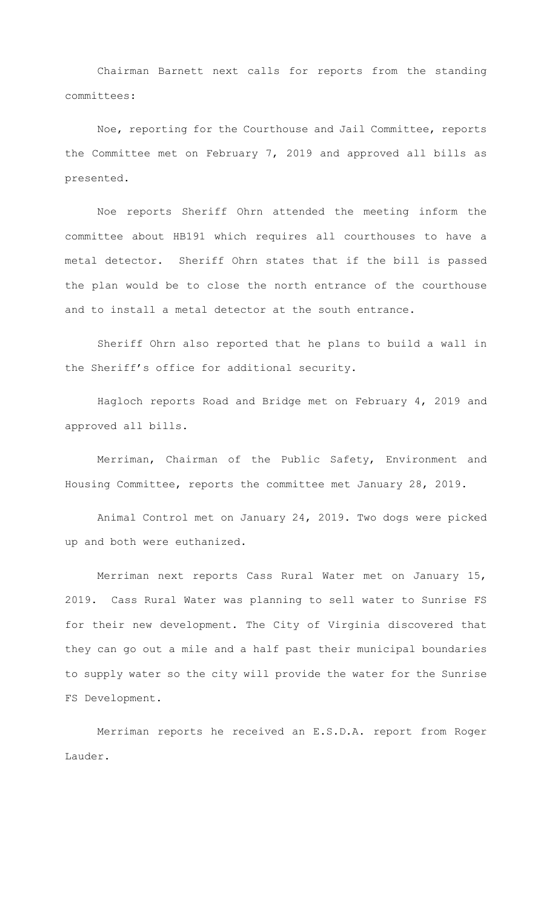Chairman Barnett next calls for reports from the standing committees:

Noe, reporting for the Courthouse and Jail Committee, reports the Committee met on February 7, 2019 and approved all bills as presented.

Noe reports Sheriff Ohrn attended the meeting inform the committee about HB191 which requires all courthouses to have a metal detector. Sheriff Ohrn states that if the bill is passed the plan would be to close the north entrance of the courthouse and to install a metal detector at the south entrance.

Sheriff Ohrn also reported that he plans to build a wall in the Sheriff's office for additional security.

Hagloch reports Road and Bridge met on February 4, 2019 and approved all bills.

Merriman, Chairman of the Public Safety, Environment and Housing Committee, reports the committee met January 28, 2019.

Animal Control met on January 24, 2019. Two dogs were picked up and both were euthanized.

Merriman next reports Cass Rural Water met on January 15, 2019. Cass Rural Water was planning to sell water to Sunrise FS for their new development. The City of Virginia discovered that they can go out a mile and a half past their municipal boundaries to supply water so the city will provide the water for the Sunrise FS Development.

Merriman reports he received an E.S.D.A. report from Roger Lauder.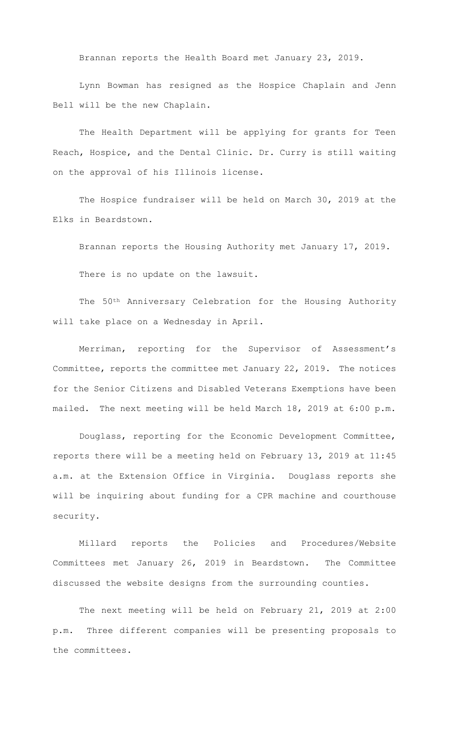Brannan reports the Health Board met January 23, 2019.

Lynn Bowman has resigned as the Hospice Chaplain and Jenn Bell will be the new Chaplain.

The Health Department will be applying for grants for Teen Reach, Hospice, and the Dental Clinic. Dr. Curry is still waiting on the approval of his Illinois license.

The Hospice fundraiser will be held on March 30, 2019 at the Elks in Beardstown.

Brannan reports the Housing Authority met January 17, 2019.

There is no update on the lawsuit.

The 50th Anniversary Celebration for the Housing Authority will take place on a Wednesday in April.

Merriman, reporting for the Supervisor of Assessment's Committee, reports the committee met January 22, 2019. The notices for the Senior Citizens and Disabled Veterans Exemptions have been mailed. The next meeting will be held March 18, 2019 at 6:00 p.m.

Douglass, reporting for the Economic Development Committee, reports there will be a meeting held on February 13, 2019 at 11:45 a.m. at the Extension Office in Virginia. Douglass reports she will be inquiring about funding for a CPR machine and courthouse security.

Millard reports the Policies and Procedures/Website Committees met January 26, 2019 in Beardstown. The Committee discussed the website designs from the surrounding counties.

The next meeting will be held on February 21, 2019 at 2:00 p.m. Three different companies will be presenting proposals to the committees.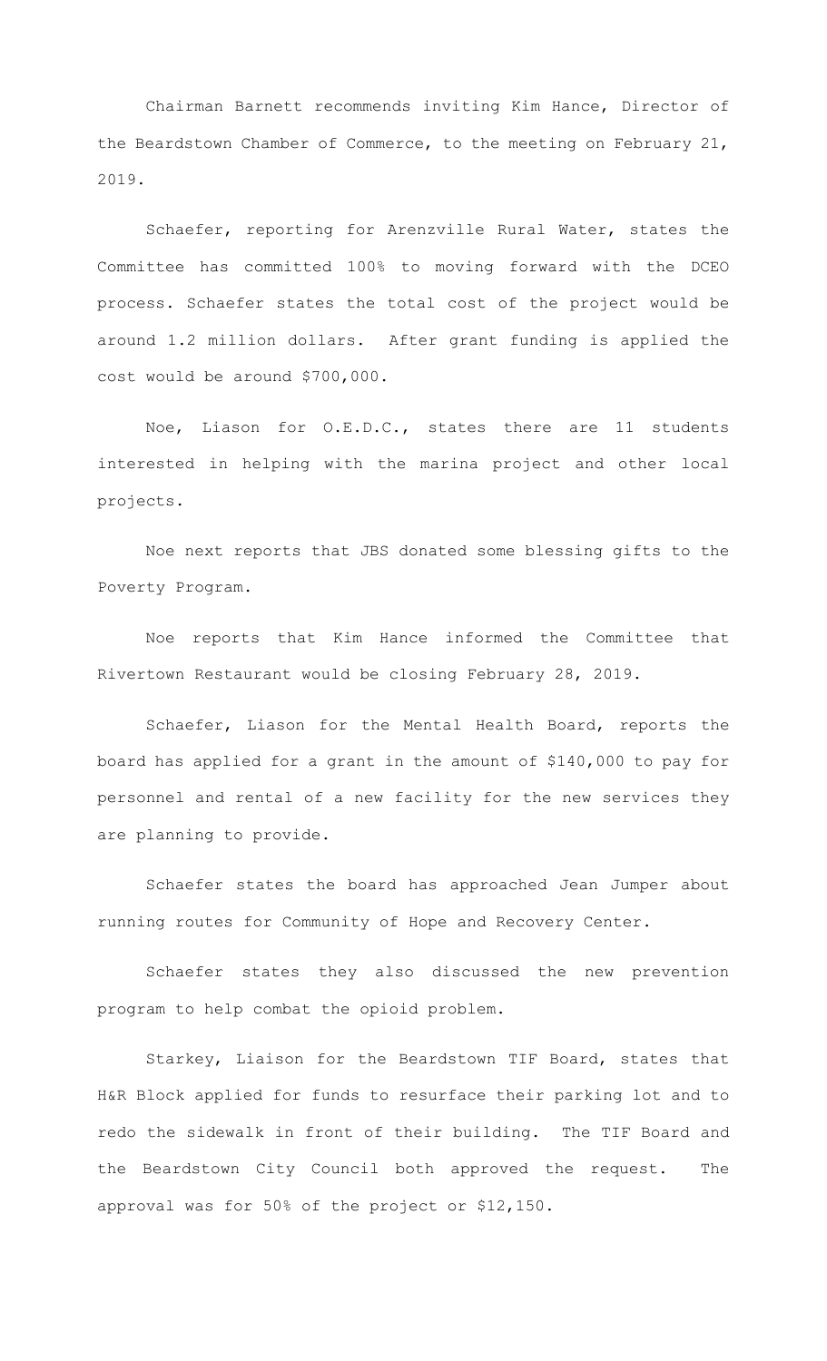Chairman Barnett recommends inviting Kim Hance, Director of the Beardstown Chamber of Commerce, to the meeting on February 21, 2019.

Schaefer, reporting for Arenzville Rural Water, states the Committee has committed 100% to moving forward with the DCEO process. Schaefer states the total cost of the project would be around 1.2 million dollars. After grant funding is applied the cost would be around $700,000.

Noe, Liason for O.E.D.C., states there are 11 students interested in helping with the marina project and other local projects.

Noe next reports that JBS donated some blessing gifts to the Poverty Program.

Noe reports that Kim Hance informed the Committee that Rivertown Restaurant would be closing February 28, 2019.

Schaefer, Liason for the Mental Health Board, reports the board has applied for a grant in the amount of $140,000 to pay for personnel and rental of a new facility for the new services they are planning to provide.

Schaefer states the board has approached Jean Jumper about running routes for Community of Hope and Recovery Center.

Schaefer states they also discussed the new prevention program to help combat the opioid problem.

Starkey, Liaison for the Beardstown TIF Board, states that H&R Block applied for funds to resurface their parking lot and to redo the sidewalk in front of their building. The TIF Board and the Beardstown City Council both approved the request. The approval was for 50% of the project or $12,150.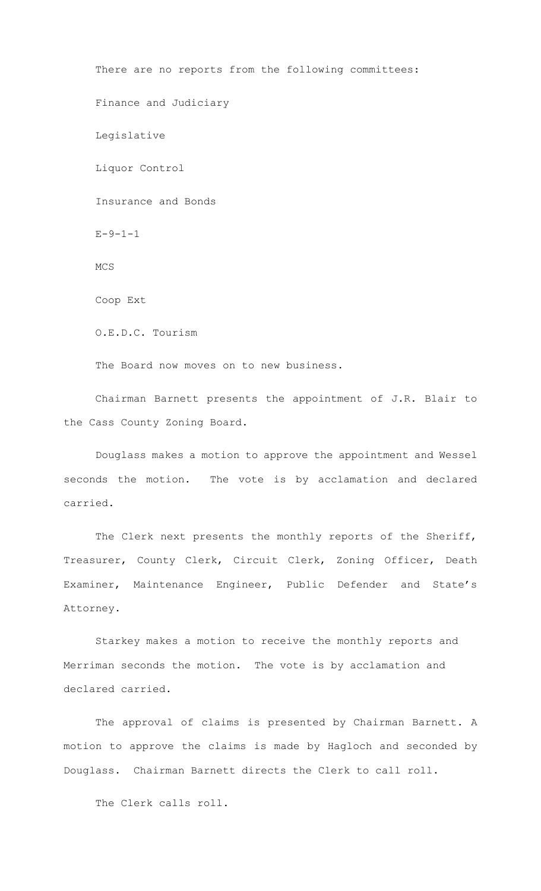There are no reports from the following committees:

Finance and Judiciary

Legislative

Liquor Control

Insurance and Bonds

E-9-1-1

MCS

Coop Ext

O.E.D.C. Tourism

The Board now moves on to new business.

Chairman Barnett presents the appointment of J.R. Blair to the Cass County Zoning Board.

Douglass makes a motion to approve the appointment and Wessel seconds the motion. The vote is by acclamation and declared carried.

The Clerk next presents the monthly reports of the Sheriff, Treasurer, County Clerk, Circuit Clerk, Zoning Officer, Death Examiner, Maintenance Engineer, Public Defender and State's Attorney.

Starkey makes a motion to receive the monthly reports and Merriman seconds the motion. The vote is by acclamation and declared carried.

The approval of claims is presented by Chairman Barnett. A motion to approve the claims is made by Hagloch and seconded by Douglass. Chairman Barnett directs the Clerk to call roll.

The Clerk calls roll.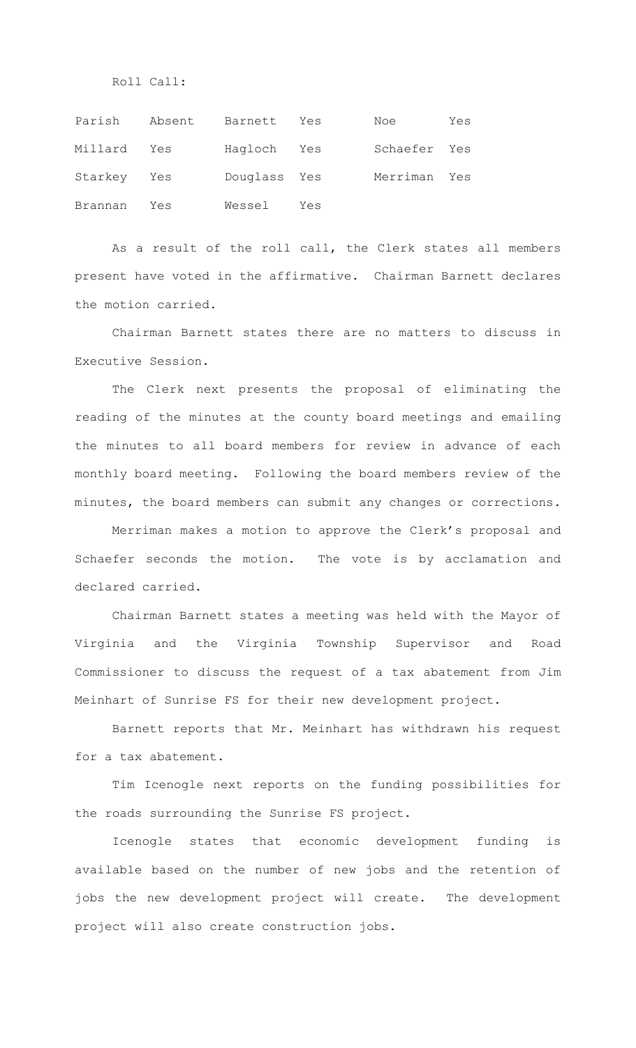Roll Call:

| | | | | | |
|---|---|---|---|---|---|
| Parish | Absent | Barnett | Yes | Noe | Yes |
| Millard | Yes | Hagloch | Yes | Schaefer | Yes |
| Starkey | Yes | Douglass | Yes | Merriman | Yes |
| Brannan | Yes | Wessel | Yes | | |

As a result of the roll call, the Clerk states all members present have voted in the affirmative. Chairman Barnett declares the motion carried.

Chairman Barnett states there are no matters to discuss in Executive Session.

The Clerk next presents the proposal of eliminating the reading of the minutes at the county board meetings and emailing the minutes to all board members for review in advance of each monthly board meeting. Following the board members review of the minutes, the board members can submit any changes or corrections.

Merriman makes a motion to approve the Clerk's proposal and Schaefer seconds the motion. The vote is by acclamation and declared carried.

Chairman Barnett states a meeting was held with the Mayor of Virginia and the Virginia Township Supervisor and Road Commissioner to discuss the request of a tax abatement from Jim Meinhart of Sunrise FS for their new development project.

Barnett reports that Mr. Meinhart has withdrawn his request for a tax abatement.

Tim Icenogle next reports on the funding possibilities for the roads surrounding the Sunrise FS project.

Icenogle states that economic development funding is available based on the number of new jobs and the retention of jobs the new development project will create. The development project will also create construction jobs.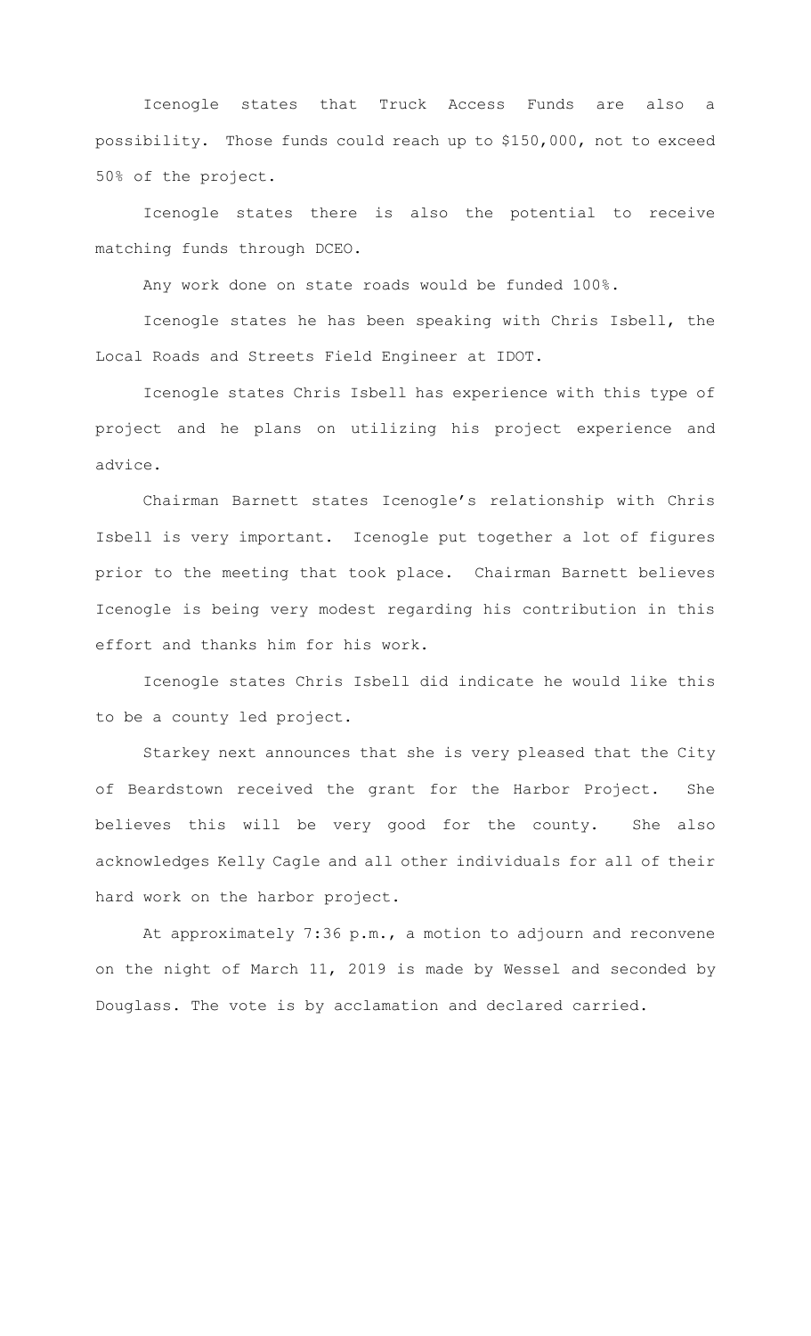Icenogle states that Truck Access Funds are also a possibility. Those funds could reach up to $150,000, not to exceed 50% of the project.

Icenogle states there is also the potential to receive matching funds through DCEO.

Any work done on state roads would be funded 100%.

Icenogle states he has been speaking with Chris Isbell, the Local Roads and Streets Field Engineer at IDOT.

Icenogle states Chris Isbell has experience with this type of project and he plans on utilizing his project experience and advice.

Chairman Barnett states Icenogle's relationship with Chris Isbell is very important. Icenogle put together a lot of figures prior to the meeting that took place. Chairman Barnett believes Icenogle is being very modest regarding his contribution in this effort and thanks him for his work.

Icenogle states Chris Isbell did indicate he would like this to be a county led project.

Starkey next announces that she is very pleased that the City of Beardstown received the grant for the Harbor Project. She believes this will be very good for the county. She also acknowledges Kelly Cagle and all other individuals for all of their hard work on the harbor project.

At approximately 7:36 p.m., a motion to adjourn and reconvene on the night of March 11, 2019 is made by Wessel and seconded by Douglass. The vote is by acclamation and declared carried.